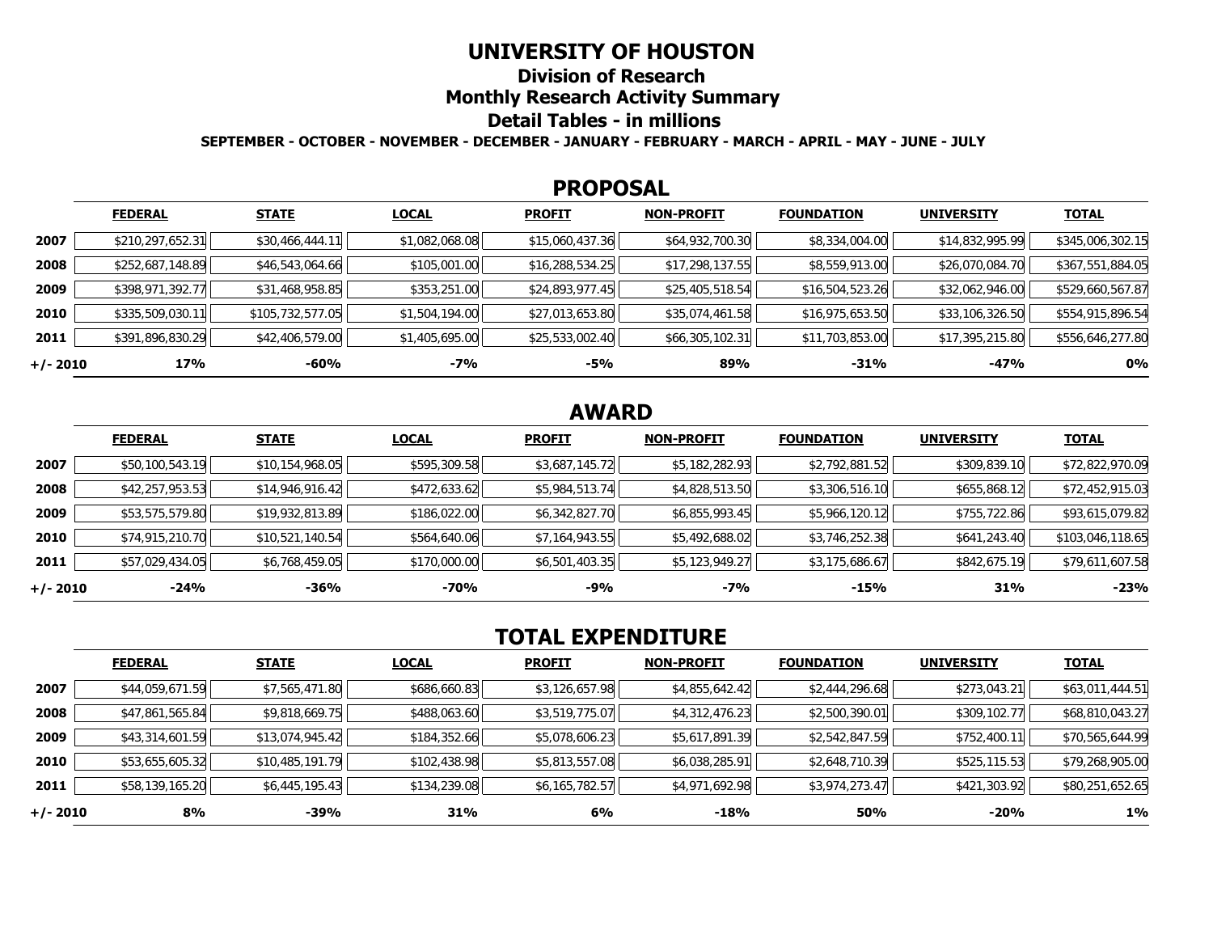# UNIVERSITY OF HOUSTON

## Division of Research

## Monthly Research Activity Summary

## Detail Tables - in millions

**SEPTEMBER - OCTOBER - NOVEMBER - DECEMBER - JANUARY - FEBRUARY - MARCH - APRIL - MAY - JUNE - JULY**

## PROPOSAL

| | FEDERAL | STATE | LOCAL | PROFIT | NON-PROFIT | FOUNDATION | UNIVERSITY | TOTAL |
|---|---|---|---|---|---|---|---|---|
| 2007 | $210,297,652.31 | $30,466,444.11 | $1,082,068.08 | $15,060,437.36 | $64,932,700.30 | $8,334,004.00 | $14,832,995.99 | $345,006,302.15 |
| 2008 | $252,687,148.89 | $46,543,064.66 | $105,001.00 | $16,288,534.25 | $17,298,137.55 | $8,559,913.00 | $26,070,084.70 | $367,551,884.05 |
| 2009 | $398,971,392.77 | $31,468,958.85 | $353,251.00 | $24,893,977.45 | $25,405,518.54 | $16,504,523.26 | $32,062,946.00 | $529,660,567.87 |
| 2010 | $335,509,030.11 | $105,732,577.05 | $1,504,194.00 | $27,013,653.80 | $35,074,461.58 | $16,975,653.50 | $33,106,326.50 | $554,915,896.54 |
| 2011 | $391,896,830.29 | $42,406,579.00 | $1,405,695.00 | $25,533,002.40 | $66,305,102.31 | $11,703,853.00 | $17,395,215.80 | $556,646,277.80 |
| **+/- 2010** | **17%** | **-60%** | **-7%** | **-5%** | **89%** | **-31%** | **-47%** | **0%** |

## AWARD

| | FEDERAL | STATE | LOCAL | PROFIT | NON-PROFIT | FOUNDATION | UNIVERSITY | TOTAL |
|---|---|---|---|---|---|---|---|---|
| 2007 | $50,100,543.19 | $10,154,968.05 | $595,309.58 | $3,687,145.72 | $5,182,282.93 | $2,792,881.52 | $309,839.10 | $72,822,970.09 |
| 2008 | $42,257,953.53 | $14,946,916.42 | $472,633.62 | $5,984,513.74 | $4,828,513.50 | $3,306,516.10 | $655,868.12 | $72,452,915.03 |
| 2009 | $53,575,579.80 | $19,932,813.89 | $186,022.00 | $6,342,827.70 | $6,855,993.45 | $5,966,120.12 | $755,722.86 | $93,615,079.82 |
| 2010 | $74,915,210.70 | $10,521,140.54 | $564,640.06 | $7,164,943.55 | $5,492,688.02 | $3,746,252.38 | $641,243.40 | $103,046,118.65 |
| 2011 | $57,029,434.05 | $6,768,459.05 | $170,000.00 | $6,501,403.35 | $5,123,949.27 | $3,175,686.67 | $842,675.19 | $79,611,607.58 |
| **+/- 2010** | **-24%** | **-36%** | **-70%** | **-9%** | **-7%** | **-15%** | **31%** | **-23%** |

## TOTAL EXPENDITURE

| | FEDERAL | STATE | LOCAL | PROFIT | NON-PROFIT | FOUNDATION | UNIVERSITY | TOTAL |
|---|---|---|---|---|---|---|---|---|
| 2007 | $44,059,671.59 | $7,565,471.80 | $686,660.83 | $3,126,657.98 | $4,855,642.42 | $2,444,296.68 | $273,043.21 | $63,011,444.51 |
| 2008 | $47,861,565.84 | $9,818,669.75 | $488,063.60 | $3,519,775.07 | $4,312,476.23 | $2,500,390.01 | $309,102.77 | $68,810,043.27 |
| 2009 | $43,314,601.59 | $13,074,945.42 | $184,352.66 | $5,078,606.23 | $5,617,891.39 | $2,542,847.59 | $752,400.11 | $70,565,644.99 |
| 2010 | $53,655,605.32 | $10,485,191.79 | $102,438.98 | $5,813,557.08 | $6,038,285.91 | $2,648,710.39 | $525,115.53 | $79,268,905.00 |
| 2011 | $58,139,165.20 | $6,445,195.43 | $134,239.08 | $6,165,782.57 | $4,971,692.98 | $3,974,273.47 | $421,303.92 | $80,251,652.65 |
| **+/- 2010** | **8%** | **-39%** | **31%** | **6%** | **-18%** | **50%** | **-20%** | **1%** |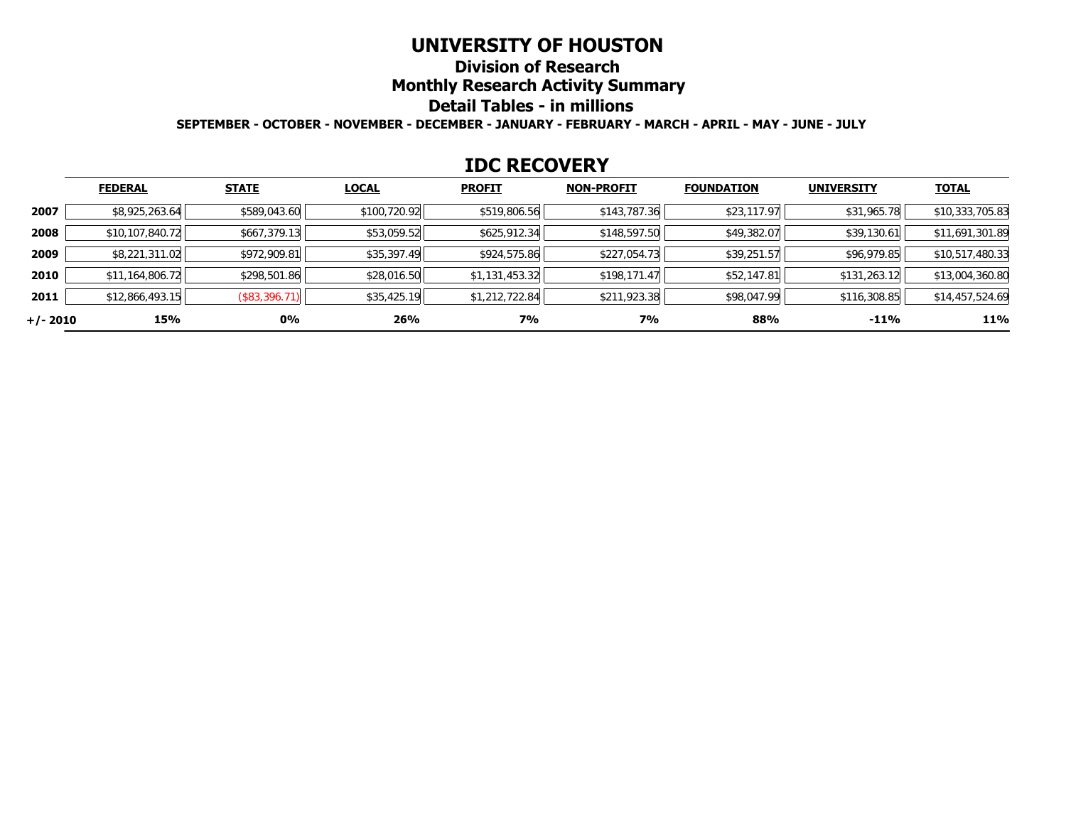# UNIVERSITY OF HOUSTON

## Division of Research

## Monthly Research Activity Summary

## Detail Tables - in millions

**SEPTEMBER - OCTOBER - NOVEMBER - DECEMBER - JANUARY - FEBRUARY - MARCH - APRIL - MAY - JUNE - JULY**

## IDC RECOVERY

| | FEDERAL | STATE | LOCAL | PROFIT | NON-PROFIT | FOUNDATION | UNIVERSITY | TOTAL |
|---|---|---|---|---|---|---|---|---|
| **2007** | $8,925,263.64 | $589,043.60 | $100,720.92 | $519,806.56 | $143,787.36 | $23,117.97 | $31,965.78 | $10,333,705.83 |
| **2008** | $10,107,840.72 | $667,379.13 | $53,059.52 | $625,912.34 | $148,597.50 | $49,382.07 | $39,130.61 | $11,691,301.89 |
| **2009** | $8,221,311.02 | $972,909.81 | $35,397.49 | $924,575.86 | $227,054.73 | $39,251.57 | $96,979.85 | $10,517,480.33 |
| **2010** | $11,164,806.72 | $298,501.86 | $28,016.50 | $1,131,453.32 | $198,171.47 | $52,147.81 | $131,263.12 | $13,004,360.80 |
| **2011** | $12,866,493.15 | ($83,396.71) | $35,425.19 | $1,212,722.84 | $211,923.38 | $98,047.99 | $116,308.85 | $14,457,524.69 |
| **+/- 2010** | **15%** | **0%** | **26%** | **7%** | **7%** | **88%** | **-11%** | **11%** |